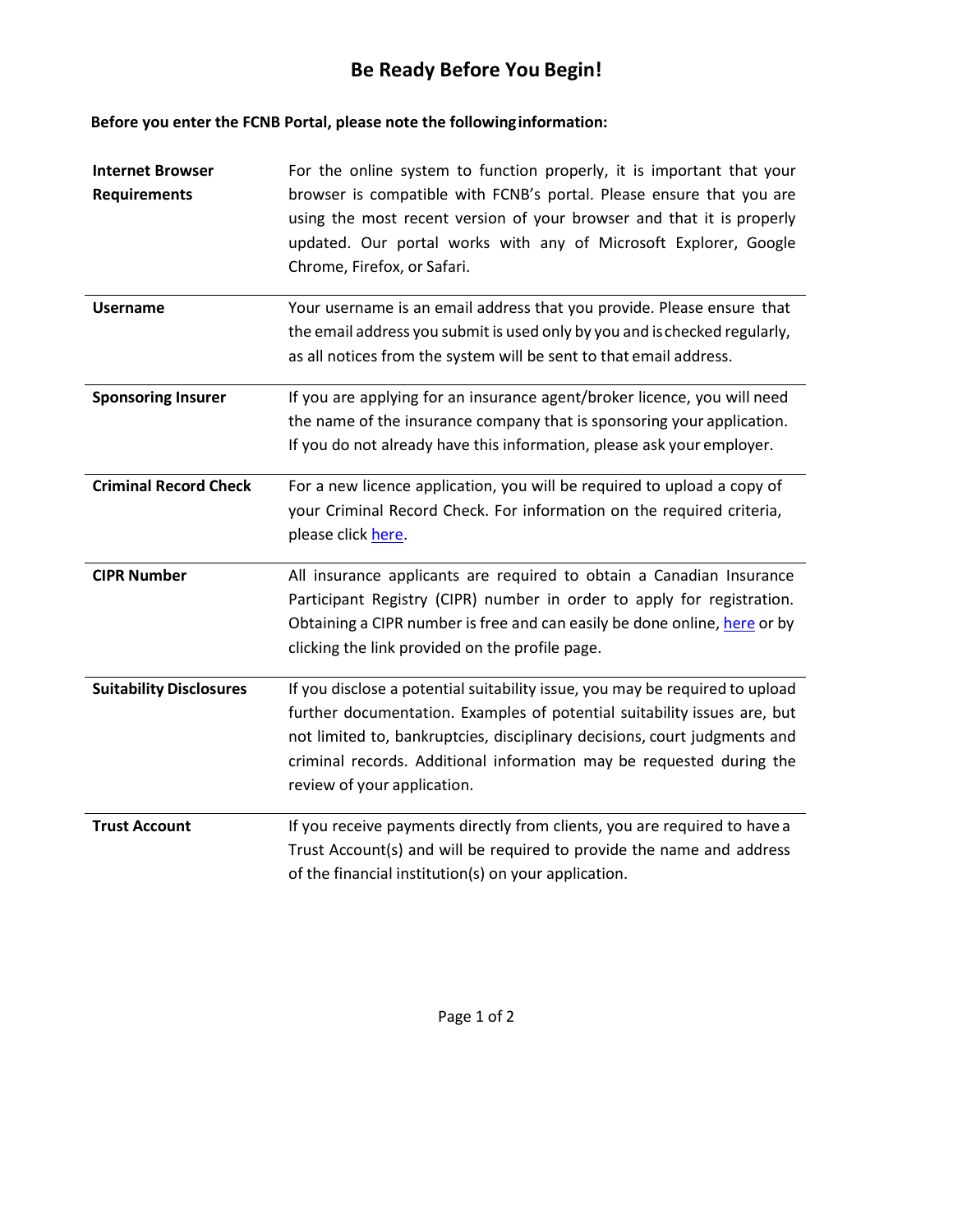# Be Ready Before You Begin!

**Before you enter the FCNB Portal, please note the following information:**

| | |
|---|---|
| **Internet Browser Requirements** | For the online system to function properly, it is important that your browser is compatible with FCNB's portal. Please ensure that you are using the most recent version of your browser and that it is properly updated. Our portal works with any of Microsoft Explorer, Google Chrome, Firefox, or Safari. |
| **Username** | Your username is an email address that you provide. Please ensure that the email address you submit is used only by you and is checked regularly, as all notices from the system will be sent to that email address. |
| **Sponsoring Insurer** | If you are applying for an insurance agent/broker licence, you will need the name of the insurance company that is sponsoring your application. If you do not already have this information, please ask your employer. |
| **Criminal Record Check** | For a new licence application, you will be required to upload a copy of your Criminal Record Check. For information on the required criteria, please click here. |
| **CIPR Number** | All insurance applicants are required to obtain a Canadian Insurance Participant Registry (CIPR) number in order to apply for registration. Obtaining a CIPR number is free and can easily be done online, here or by clicking the link provided on the profile page. |
| **Suitability Disclosures** | If you disclose a potential suitability issue, you may be required to upload further documentation. Examples of potential suitability issues are, but not limited to, bankruptcies, disciplinary decisions, court judgments and criminal records. Additional information may be requested during the review of your application. |
| **Trust Account** | If you receive payments directly from clients, you are required to have a Trust Account(s) and will be required to provide the name and address of the financial institution(s) on your application. |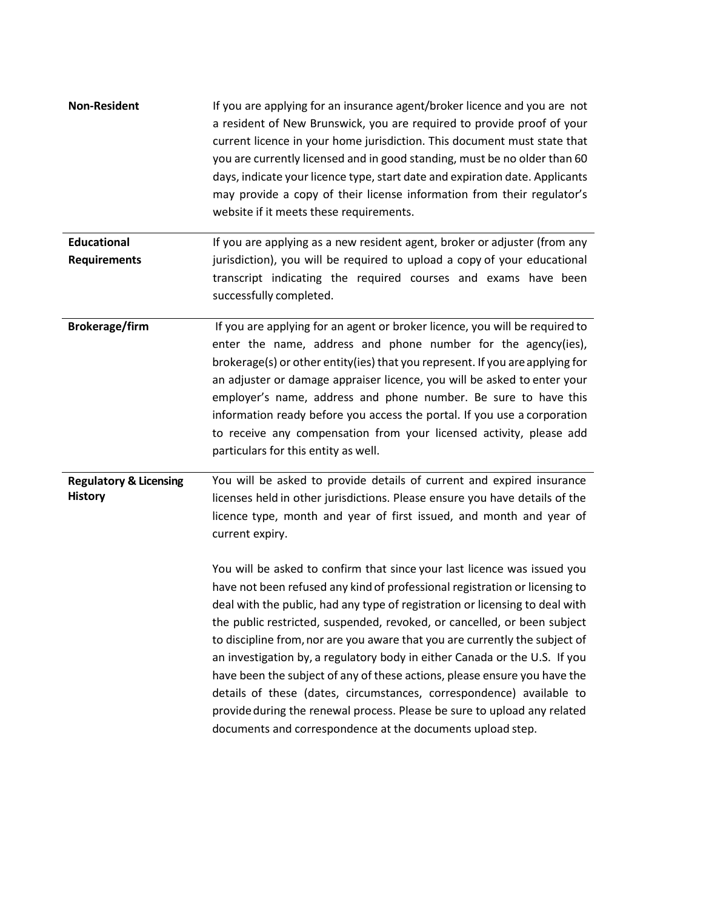| | |
|---|---|
| **Non-Resident** | If you are applying for an insurance agent/broker licence and you are not a resident of New Brunswick, you are required to provide proof of your current licence in your home jurisdiction. This document must state that you are currently licensed and in good standing, must be no older than 60 days, indicate your licence type, start date and expiration date. Applicants may provide a copy of their license information from their regulator's website if it meets these requirements. |
| **Educational Requirements** | If you are applying as a new resident agent, broker or adjuster (from any jurisdiction), you will be required to upload a copy of your educational transcript indicating the required courses and exams have been successfully completed. |
| **Brokerage/firm** | If you are applying for an agent or broker licence, you will be required to enter the name, address and phone number for the agency(ies), brokerage(s) or other entity(ies) that you represent. If you are applying for an adjuster or damage appraiser licence, you will be asked to enter your employer's name, address and phone number. Be sure to have this information ready before you access the portal. If you use a corporation to receive any compensation from your licensed activity, please add particulars for this entity as well. |
| **Regulatory & Licensing History** | You will be asked to provide details of current and expired insurance licenses held in other jurisdictions. Please ensure you have details of the licence type, month and year of first issued, and month and year of current expiry.<br><br>You will be asked to confirm that since your last licence was issued you have not been refused any kind of professional registration or licensing to deal with the public, had any type of registration or licensing to deal with the public restricted, suspended, revoked, or cancelled, or been subject to discipline from, nor are you aware that you are currently the subject of an investigation by, a regulatory body in either Canada or the U.S. If you have been the subject of any of these actions, please ensure you have the details of these (dates, circumstances, correspondence) available to provide during the renewal process. Please be sure to upload any related documents and correspondence at the documents upload step. |